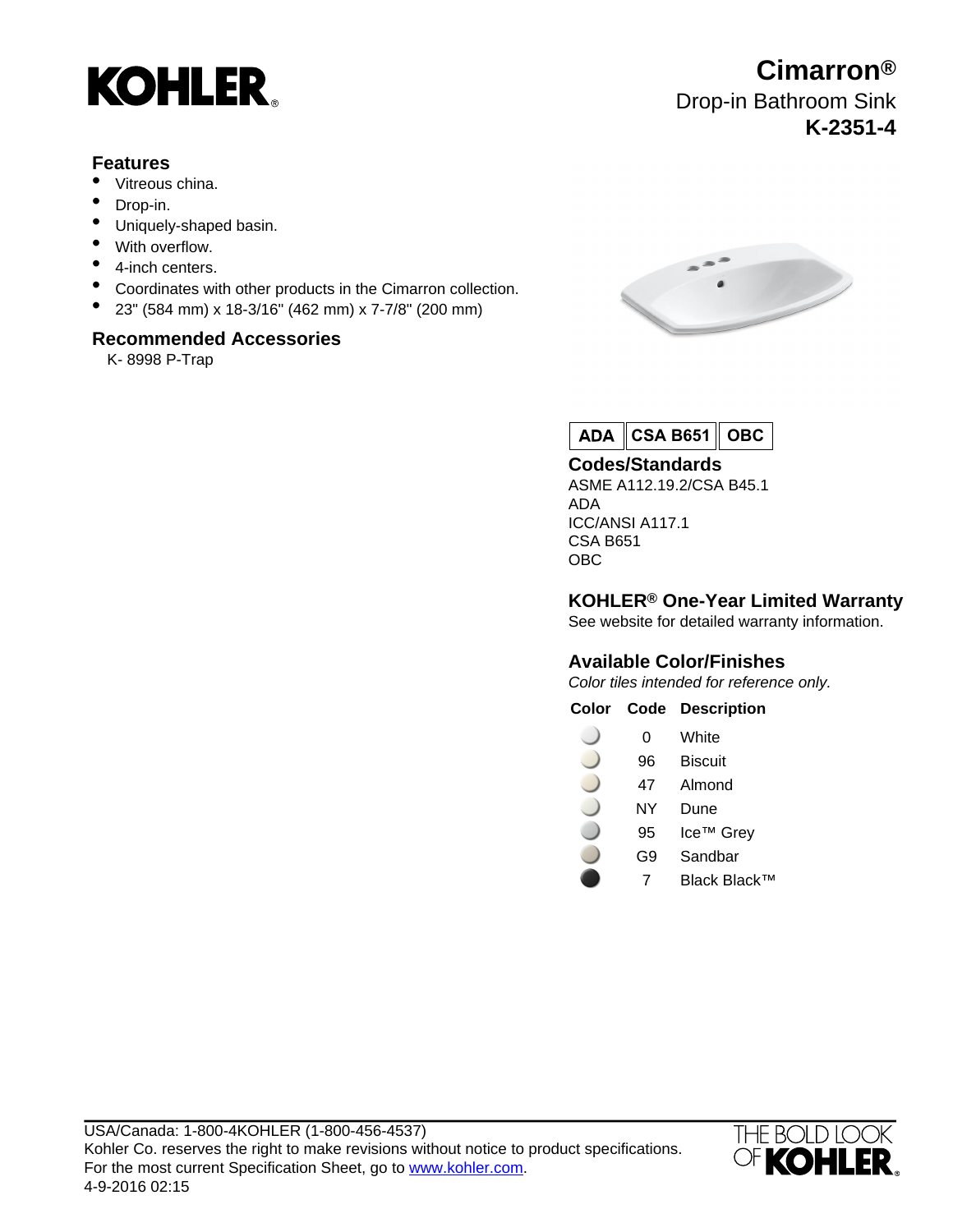KOHLER®

# Cimarron®

## Drop-in Bathroom Sink

**K-2351-4**

### Features

- Vitreous china.
- Drop-in.
- Uniquely-shaped basin.
- With overflow.
- 4-inch centers.
- Coordinates with other products in the Cimarron collection.
- 23" (584 mm) x 18-3/16" (462 mm) x 7-7/8" (200 mm)

### Recommended Accessories

K- 8998 P-Trap

| ADA | CSA B651 | OBC |
|---|---|---|

### Codes/Standards

ASME A112.19.2/CSA B45.1
ADA
ICC/ANSI A117.1
CSA B651
OBC

### KOHLER® One-Year Limited Warranty

See website for detailed warranty information.

### Available Color/Finishes

*Color tiles intended for reference only.*

| Color | Code | Description |
|---|---|---|
| | 0 | White |
| | 96 | Biscuit |
| | 47 | Almond |
| | NY | Dune |
| | 95 | Ice™ Grey |
| | G9 | Sandbar |
| | 7 | Black Black™ |

USA/Canada: 1-800-4KOHLER (1-800-456-4537)
Kohler Co. reserves the right to make revisions without notice to product specifications.
For the most current Specification Sheet, go to www.kohler.com.
4-9-2016 02:15

THE BOLD LOOK OF KOHLER®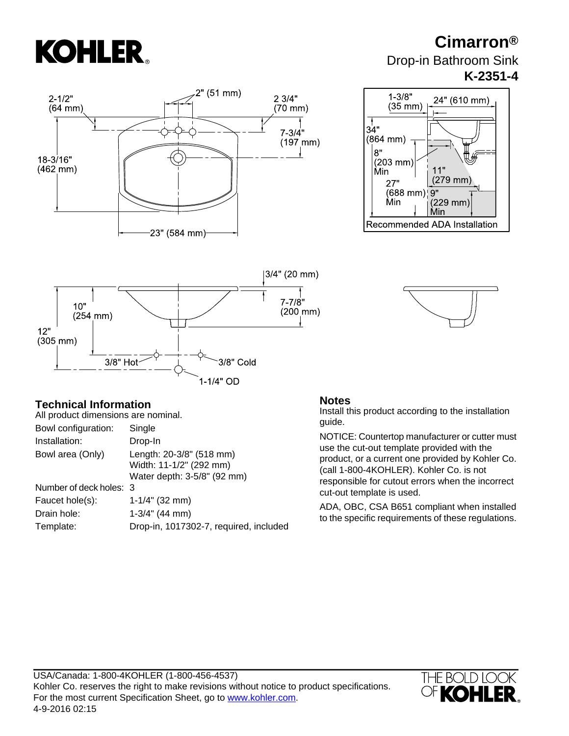# KOHLER

# Cimarron®

Drop-in Bathroom Sink

**K-2351-4**

2-1/2"
(64 mm)

2" (51 mm)

2 3/4"
(70 mm)

7-3/4"
(197 mm)

18-3/16"
(462 mm)

23" (584 mm)

1-3/8"
(35 mm)

24" (610 mm)

34"
(864 mm)

8"
(203 mm)
Min

11"
(279 mm)

27"
(688 mm)
Min

9"
(229 mm)
Min

Recommended ADA Installation

3/4" (20 mm)

7-7/8"
(200 mm)

10"
(254 mm)

12"
(305 mm)

3/8" Hot

3/8" Cold

1-1/4" OD

## Technical Information

All product dimensions are nominal.

| | |
|---|---|
| Bowl configuration: | Single |
| Installation: | Drop-In |
| Bowl area (Only) | Length: 20-3/8" (518 mm)<br>Width: 11-1/2" (292 mm)<br>Water depth: 3-5/8" (92 mm) |
| Number of deck holes: | 3 |
| Faucet hole(s): | 1-1/4" (32 mm) |
| Drain hole: | 1-3/4" (44 mm) |
| Template: | Drop-in, 1017302-7, required, included |

## Notes

Install this product according to the installation guide.

NOTICE: Countertop manufacturer or cutter must use the cut-out template provided with the product, or a current one provided by Kohler Co. (call 1-800-4KOHLER). Kohler Co. is not responsible for cutout errors when the incorrect cut-out template is used.

ADA, OBC, CSA B651 compliant when installed to the specific requirements of these regulations.

USA/Canada: 1-800-4KOHLER (1-800-456-4537)
Kohler Co. reserves the right to make revisions without notice to product specifications.
For the most current Specification Sheet, go to www.kohler.com.
4-9-2016 02:15

THE BOLD LOOK OF KOHLER.